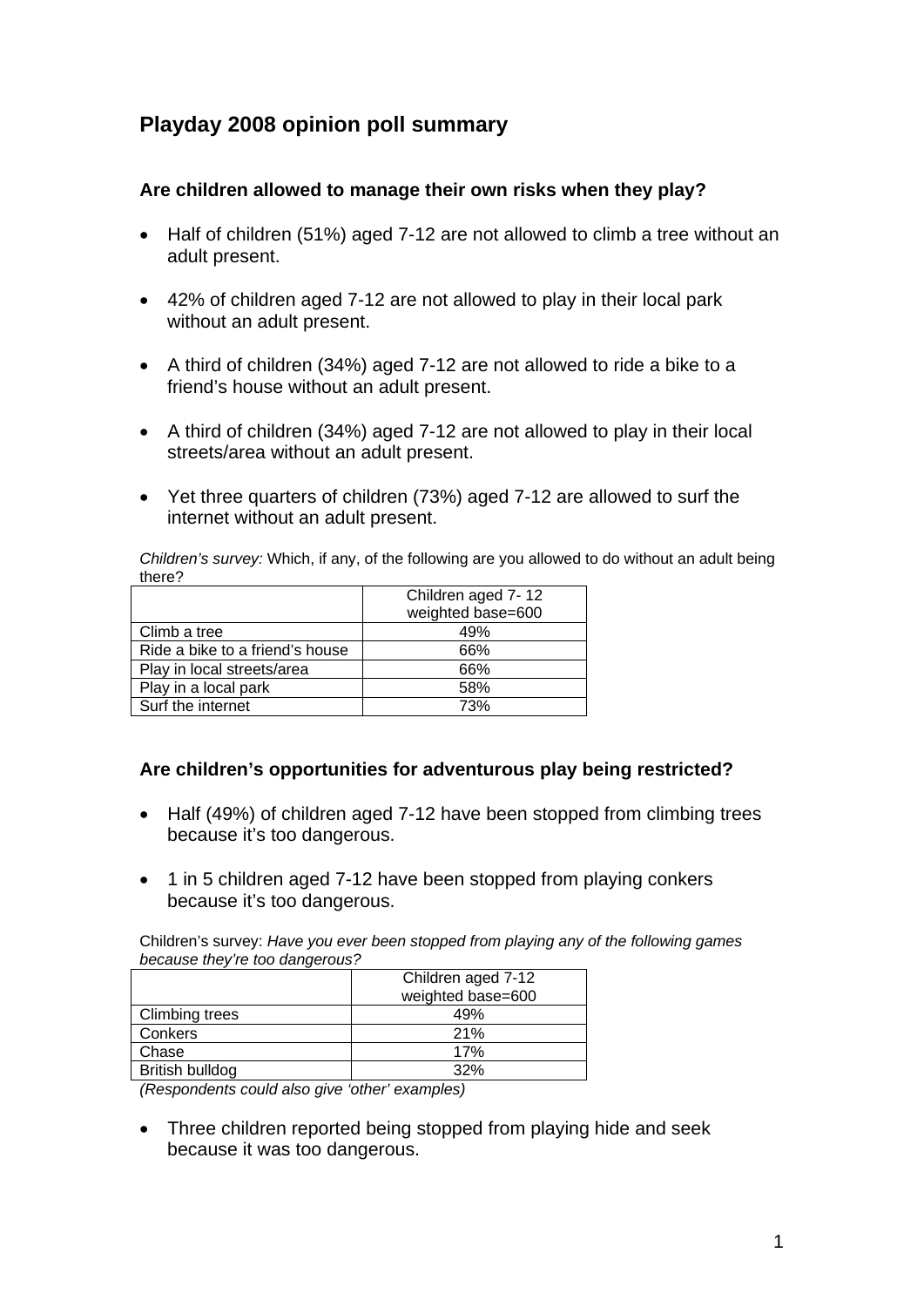# Playday 2008 opinion poll summary

## Are children allowed to manage their own risks when they play?

- Half of children (51%) aged 7-12 are not allowed to climb a tree without an adult present.
- 42% of children aged 7-12 are not allowed to play in their local park without an adult present.
- A third of children (34%) aged 7-12 are not allowed to ride a bike to a friend's house without an adult present.
- A third of children (34%) aged 7-12 are not allowed to play in their local streets/area without an adult present.
- Yet three quarters of children (73%) aged 7-12 are allowed to surf the internet without an adult present.

*Children's survey:* Which, if any, of the following are you allowed to do without an adult being there?

| | Children aged 7- 12 weighted base=600 |
|---|---|
| Climb a tree | 49% |
| Ride a bike to a friend's house | 66% |
| Play in local streets/area | 66% |
| Play in a local park | 58% |
| Surf the internet | 73% |

## Are children's opportunities for adventurous play being restricted?

- Half (49%) of children aged 7-12 have been stopped from climbing trees because it's too dangerous.
- 1 in 5 children aged 7-12 have been stopped from playing conkers because it's too dangerous.

Children's survey: *Have you ever been stopped from playing any of the following games because they're too dangerous?*

| | Children aged 7-12 weighted base=600 |
|---|---|
| Climbing trees | 49% |
| Conkers | 21% |
| Chase | 17% |
| British bulldog | 32% |

*(Respondents could also give 'other' examples)*

- Three children reported being stopped from playing hide and seek because it was too dangerous.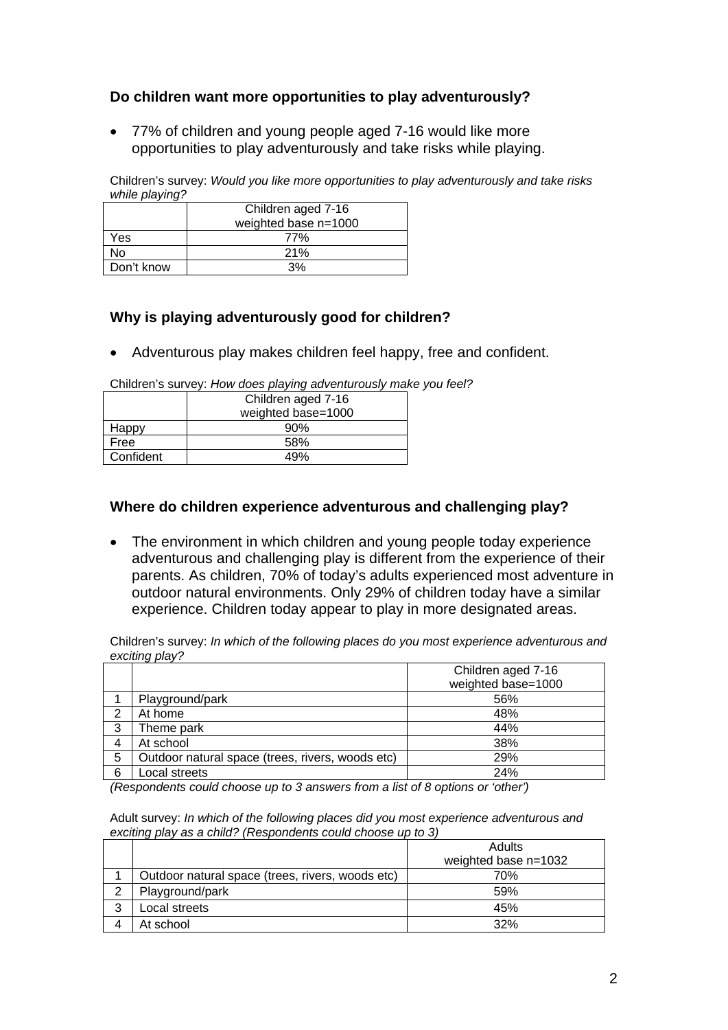### Do children want more opportunities to play adventurously?

- 77% of children and young people aged 7-16 would like more opportunities to play adventurously and take risks while playing.

Children's survey: *Would you like more opportunities to play adventurously and take risks while playing?*

| | Children aged 7-16 weighted base n=1000 |
|---|---|
| Yes | 77% |
| No | 21% |
| Don't know | 3% |

### Why is playing adventurously good for children?

- Adventurous play makes children feel happy, free and confident.

Children's survey: *How does playing adventurously make you feel?*

| | Children aged 7-16 weighted base=1000 |
|---|---|
| Happy | 90% |
| Free | 58% |
| Confident | 49% |

### Where do children experience adventurous and challenging play?

- The environment in which children and young people today experience adventurous and challenging play is different from the experience of their parents. As children, 70% of today's adults experienced most adventure in outdoor natural environments. Only 29% of children today have a similar experience. Children today appear to play in more designated areas.

Children's survey: *In which of the following places do you most experience adventurous and exciting play?*

| | | Children aged 7-16 weighted base=1000 |
|---|---|---|
| 1 | Playground/park | 56% |
| 2 | At home | 48% |
| 3 | Theme park | 44% |
| 4 | At school | 38% |
| 5 | Outdoor natural space (trees, rivers, woods etc) | 29% |
| 6 | Local streets | 24% |

*(Respondents could choose up to 3 answers from a list of 8 options or 'other')*

Adult survey: *In which of the following places did you most experience adventurous and exciting play as a child? (Respondents could choose up to 3)*

| | | Adults weighted base n=1032 |
|---|---|---|
| 1 | Outdoor natural space (trees, rivers, woods etc) | 70% |
| 2 | Playground/park | 59% |
| 3 | Local streets | 45% |
| 4 | At school | 32% |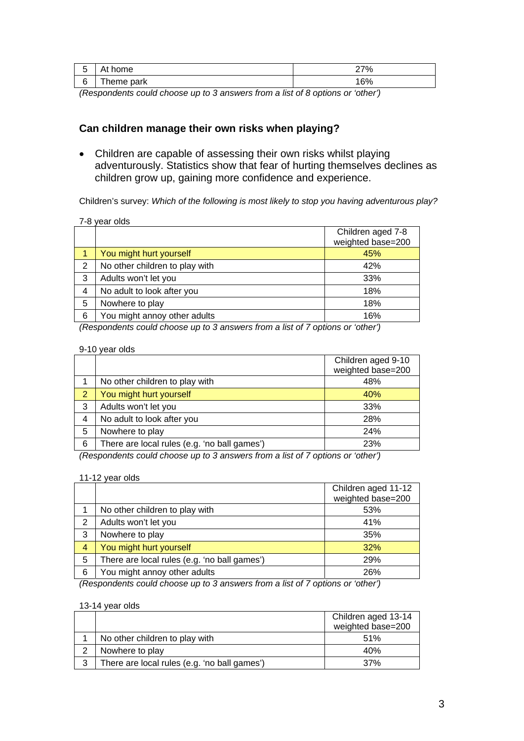| | | |
|---|---|---|
| 5 | At home | 27% |
| 6 | Theme park | 16% |

*(Respondents could choose up to 3 answers from a list of 8 options or 'other')*

### Can children manage their own risks when playing?

- Children are capable of assessing their own risks whilst playing adventurously. Statistics show that fear of hurting themselves declines as children grow up, gaining more confidence and experience.

Children's survey: *Which of the following is most likely to stop you having adventurous play?*

7-8 year olds

| | | Children aged 7-8 weighted base=200 |
|---|---|---|
| 1 | You might hurt yourself | 45% |
| 2 | No other children to play with | 42% |
| 3 | Adults won't let you | 33% |
| 4 | No adult to look after you | 18% |
| 5 | Nowhere to play | 18% |
| 6 | You might annoy other adults | 16% |

*(Respondents could choose up to 3 answers from a list of 7 options or 'other')*

9-10 year olds

| | | Children aged 9-10 weighted base=200 |
|---|---|---|
| 1 | No other children to play with | 48% |
| 2 | You might hurt yourself | 40% |
| 3 | Adults won't let you | 33% |
| 4 | No adult to look after you | 28% |
| 5 | Nowhere to play | 24% |
| 6 | There are local rules (e.g. 'no ball games') | 23% |

*(Respondents could choose up to 3 answers from a list of 7 options or 'other')*

11-12 year olds

| | | Children aged 11-12 weighted base=200 |
|---|---|---|
| 1 | No other children to play with | 53% |
| 2 | Adults won't let you | 41% |
| 3 | Nowhere to play | 35% |
| 4 | You might hurt yourself | 32% |
| 5 | There are local rules (e.g. 'no ball games') | 29% |
| 6 | You might annoy other adults | 26% |

*(Respondents could choose up to 3 answers from a list of 7 options or 'other')*

13-14 year olds

| | | Children aged 13-14 weighted base=200 |
|---|---|---|
| 1 | No other children to play with | 51% |
| 2 | Nowhere to play | 40% |
| 3 | There are local rules (e.g. 'no ball games') | 37% |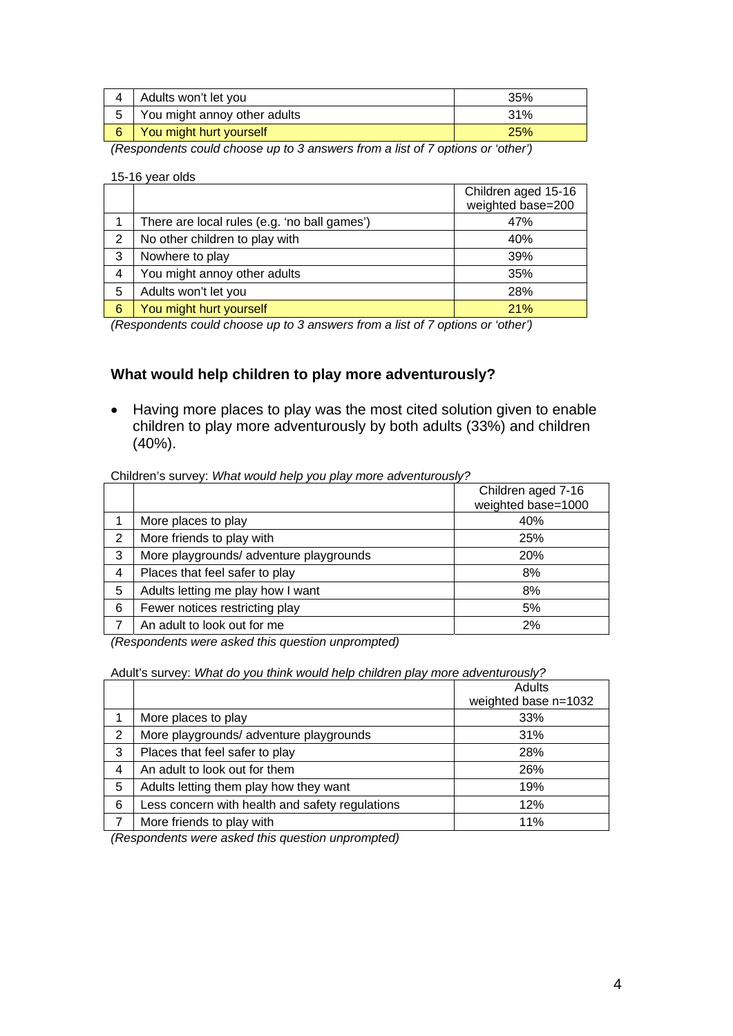| | | |
|---|---|---|
| 4 | Adults won't let you | 35% |
| 5 | You might annoy other adults | 31% |
| 6 | You might hurt yourself | 25% |

*(Respondents could choose up to 3 answers from a list of 7 options or 'other')*

15-16 year olds

| | | Children aged 15-16 weighted base=200 |
|---|---|---|
| 1 | There are local rules (e.g. 'no ball games') | 47% |
| 2 | No other children to play with | 40% |
| 3 | Nowhere to play | 39% |
| 4 | You might annoy other adults | 35% |
| 5 | Adults won't let you | 28% |
| 6 | You might hurt yourself | 21% |

*(Respondents could choose up to 3 answers from a list of 7 options or 'other')*

### What would help children to play more adventurously?

- Having more places to play was the most cited solution given to enable children to play more adventurously by both adults (33%) and children (40%).

Children's survey: *What would help you play more adventurously?*

| | | Children aged 7-16 weighted base=1000 |
|---|---|---|
| 1 | More places to play | 40% |
| 2 | More friends to play with | 25% |
| 3 | More playgrounds/ adventure playgrounds | 20% |
| 4 | Places that feel safer to play | 8% |
| 5 | Adults letting me play how I want | 8% |
| 6 | Fewer notices restricting play | 5% |
| 7 | An adult to look out for me | 2% |

*(Respondents were asked this question unprompted)*

Adult's survey: *What do you think would help children play more adventurously?*

| | | Adults weighted base n=1032 |
|---|---|---|
| 1 | More places to play | 33% |
| 2 | More playgrounds/ adventure playgrounds | 31% |
| 3 | Places that feel safer to play | 28% |
| 4 | An adult to look out for them | 26% |
| 5 | Adults letting them play how they want | 19% |
| 6 | Less concern with health and safety regulations | 12% |
| 7 | More friends to play with | 11% |

*(Respondents were asked this question unprompted)*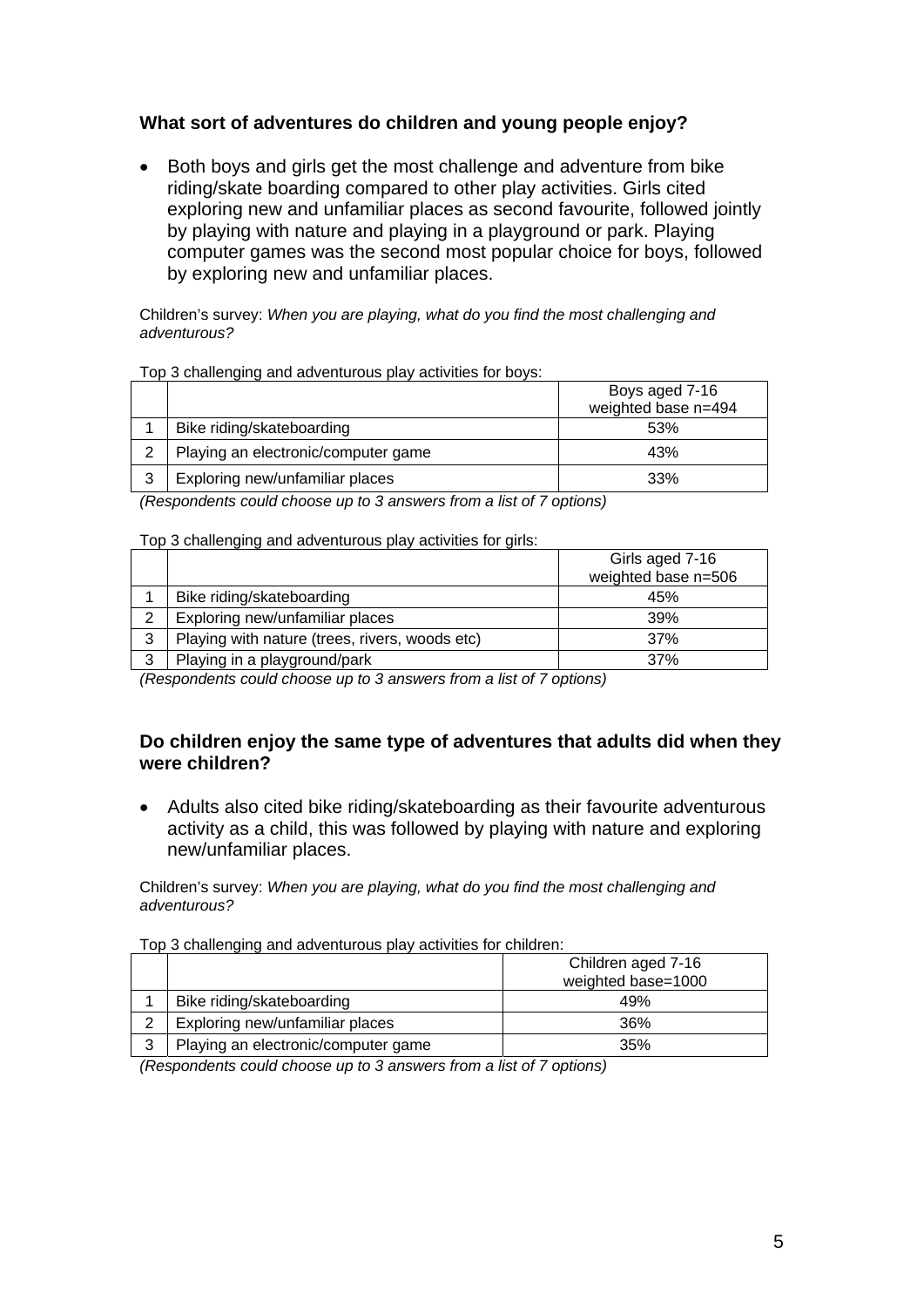### What sort of adventures do children and young people enjoy?

- Both boys and girls get the most challenge and adventure from bike riding/skate boarding compared to other play activities. Girls cited exploring new and unfamiliar places as second favourite, followed jointly by playing with nature and playing in a playground or park. Playing computer games was the second most popular choice for boys, followed by exploring new and unfamiliar places.

Children's survey: *When you are playing, what do you find the most challenging and adventurous?*

Top 3 challenging and adventurous play activities for boys:

| | | Boys aged 7-16 weighted base n=494 |
|---|---|---|
| 1 | Bike riding/skateboarding | 53% |
| 2 | Playing an electronic/computer game | 43% |
| 3 | Exploring new/unfamiliar places | 33% |

*(Respondents could choose up to 3 answers from a list of 7 options)*

Top 3 challenging and adventurous play activities for girls:

| | | Girls aged 7-16 weighted base n=506 |
|---|---|---|
| 1 | Bike riding/skateboarding | 45% |
| 2 | Exploring new/unfamiliar places | 39% |
| 3 | Playing with nature (trees, rivers, woods etc) | 37% |
| 3 | Playing in a playground/park | 37% |

*(Respondents could choose up to 3 answers from a list of 7 options)*

### Do children enjoy the same type of adventures that adults did when they were children?

- Adults also cited bike riding/skateboarding as their favourite adventurous activity as a child, this was followed by playing with nature and exploring new/unfamiliar places.

Children's survey: *When you are playing, what do you find the most challenging and adventurous?*

Top 3 challenging and adventurous play activities for children:

| | | Children aged 7-16 weighted base=1000 |
|---|---|---|
| 1 | Bike riding/skateboarding | 49% |
| 2 | Exploring new/unfamiliar places | 36% |
| 3 | Playing an electronic/computer game | 35% |

*(Respondents could choose up to 3 answers from a list of 7 options)*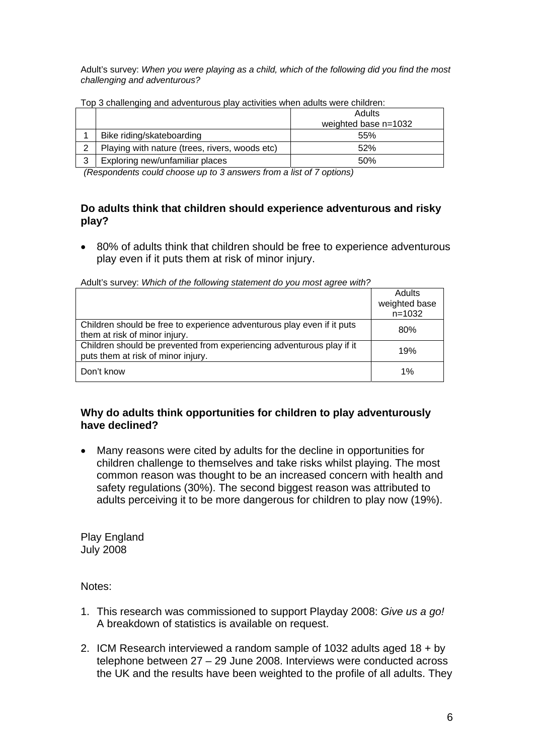Adult's survey: *When you were playing as a child, which of the following did you find the most challenging and adventurous?*

Top 3 challenging and adventurous play activities when adults were children:

| | | Adults weighted base n=1032 |
|---|---|---|
| 1 | Bike riding/skateboarding | 55% |
| 2 | Playing with nature (trees, rivers, woods etc) | 52% |
| 3 | Exploring new/unfamiliar places | 50% |

*(Respondents could choose up to 3 answers from a list of 7 options)*

### Do adults think that children should experience adventurous and risky play?

- 80% of adults think that children should be free to experience adventurous play even if it puts them at risk of minor injury.

Adult's survey: *Which of the following statement do you most agree with?*

| | Adults weighted base n=1032 |
|---|---|
| Children should be free to experience adventurous play even if it puts them at risk of minor injury. | 80% |
| Children should be prevented from experiencing adventurous play if it puts them at risk of minor injury. | 19% |
| Don't know | 1% |

### Why do adults think opportunities for children to play adventurously have declined?

- Many reasons were cited by adults for the decline in opportunities for children challenge to themselves and take risks whilst playing. The most common reason was thought to be an increased concern with health and safety regulations (30%). The second biggest reason was attributed to adults perceiving it to be more dangerous for children to play now (19%).

Play England
July 2008

Notes:

1. This research was commissioned to support Playday 2008: *Give us a go!* A breakdown of statistics is available on request.

2. ICM Research interviewed a random sample of 1032 adults aged 18 + by telephone between 27 – 29 June 2008. Interviews were conducted across the UK and the results have been weighted to the profile of all adults. They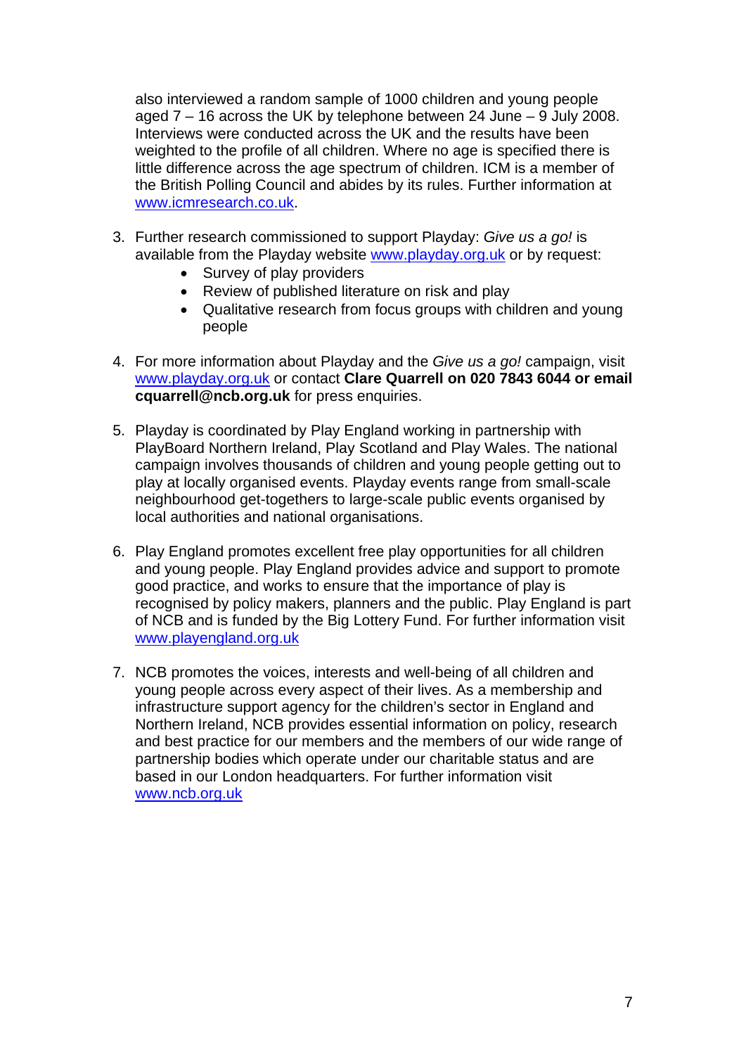also interviewed a random sample of 1000 children and young people aged 7 – 16 across the UK by telephone between 24 June – 9 July 2008. Interviews were conducted across the UK and the results have been weighted to the profile of all children. Where no age is specified there is little difference across the age spectrum of children. ICM is a member of the British Polling Council and abides by its rules. Further information at www.icmresearch.co.uk.

3. Further research commissioned to support Playday: *Give us a go!* is available from the Playday website www.playday.org.uk or by request:
   - Survey of play providers
   - Review of published literature on risk and play
   - Qualitative research from focus groups with children and young people

4. For more information about Playday and the *Give us a go!* campaign, visit www.playday.org.uk or contact **Clare Quarrell on 020 7843 6044 or email cquarrell@ncb.org.uk** for press enquiries.

5. Playday is coordinated by Play England working in partnership with PlayBoard Northern Ireland, Play Scotland and Play Wales. The national campaign involves thousands of children and young people getting out to play at locally organised events. Playday events range from small-scale neighbourhood get-togethers to large-scale public events organised by local authorities and national organisations.

6. Play England promotes excellent free play opportunities for all children and young people. Play England provides advice and support to promote good practice, and works to ensure that the importance of play is recognised by policy makers, planners and the public. Play England is part of NCB and is funded by the Big Lottery Fund. For further information visit www.playengland.org.uk

7. NCB promotes the voices, interests and well-being of all children and young people across every aspect of their lives. As a membership and infrastructure support agency for the children's sector in England and Northern Ireland, NCB provides essential information on policy, research and best practice for our members and the members of our wide range of partnership bodies which operate under our charitable status and are based in our London headquarters. For further information visit www.ncb.org.uk